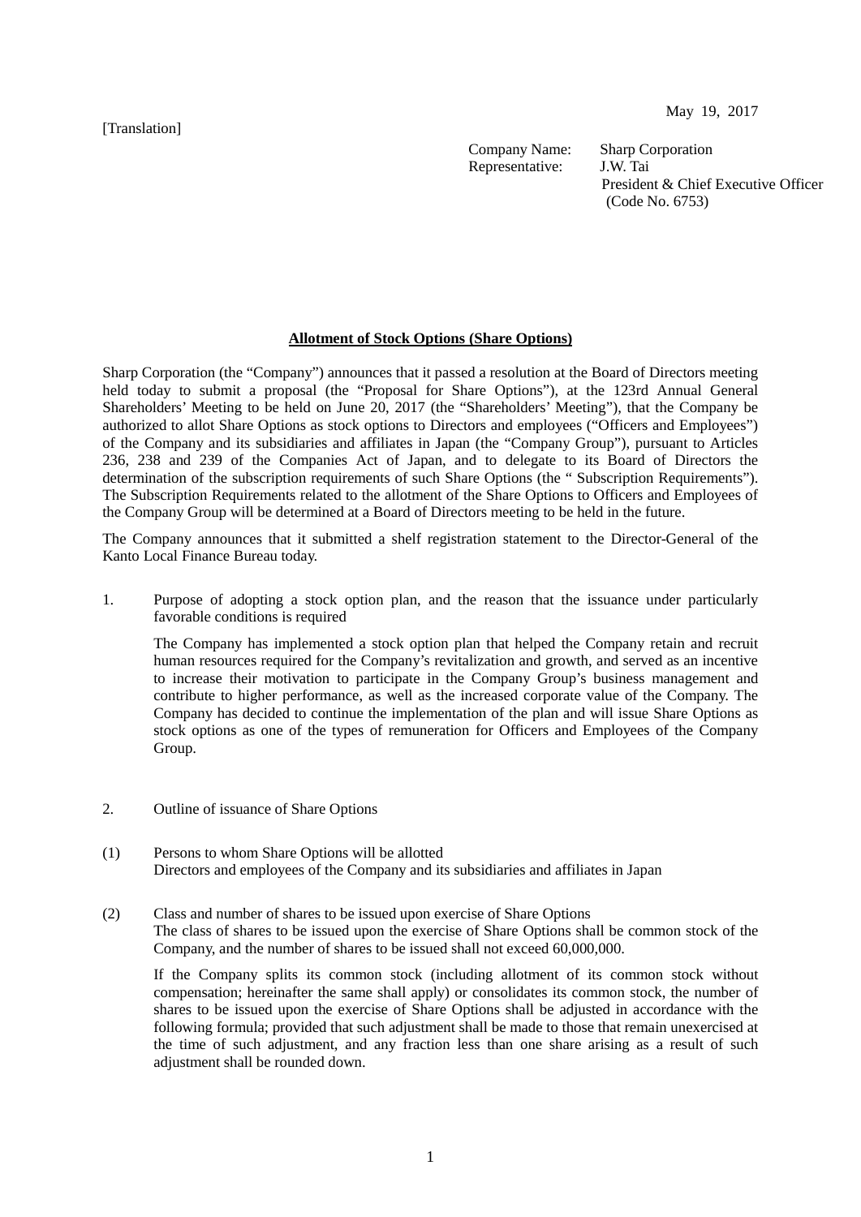May 19, 2017

[Translation]

Company Name: Sharp Corporation
Representative: J.W. Tai
President & Chief Executive Officer
(Code No. 6753)

## Allotment of Stock Options (Share Options)

Sharp Corporation (the "Company") announces that it passed a resolution at the Board of Directors meeting held today to submit a proposal (the "Proposal for Share Options"), at the 123rd Annual General Shareholders' Meeting to be held on June 20, 2017 (the "Shareholders' Meeting"), that the Company be authorized to allot Share Options as stock options to Directors and employees ("Officers and Employees") of the Company and its subsidiaries and affiliates in Japan (the "Company Group"), pursuant to Articles 236, 238 and 239 of the Companies Act of Japan, and to delegate to its Board of Directors the determination of the subscription requirements of such Share Options (the " Subscription Requirements"). The Subscription Requirements related to the allotment of the Share Options to Officers and Employees of the Company Group will be determined at a Board of Directors meeting to be held in the future.

The Company announces that it submitted a shelf registration statement to the Director-General of the Kanto Local Finance Bureau today.

1. Purpose of adopting a stock option plan, and the reason that the issuance under particularly favorable conditions is required

   The Company has implemented a stock option plan that helped the Company retain and recruit human resources required for the Company's revitalization and growth, and served as an incentive to increase their motivation to participate in the Company Group's business management and contribute to higher performance, as well as the increased corporate value of the Company. The Company has decided to continue the implementation of the plan and will issue Share Options as stock options as one of the types of remuneration for Officers and Employees of the Company Group.

2. Outline of issuance of Share Options

(1) Persons to whom Share Options will be allotted
    Directors and employees of the Company and its subsidiaries and affiliates in Japan

(2) Class and number of shares to be issued upon exercise of Share Options
    The class of shares to be issued upon the exercise of Share Options shall be common stock of the Company, and the number of shares to be issued shall not exceed 60,000,000.

    If the Company splits its common stock (including allotment of its common stock without compensation; hereinafter the same shall apply) or consolidates its common stock, the number of shares to be issued upon the exercise of Share Options shall be adjusted in accordance with the following formula; provided that such adjustment shall be made to those that remain unexercised at the time of such adjustment, and any fraction less than one share arising as a result of such adjustment shall be rounded down.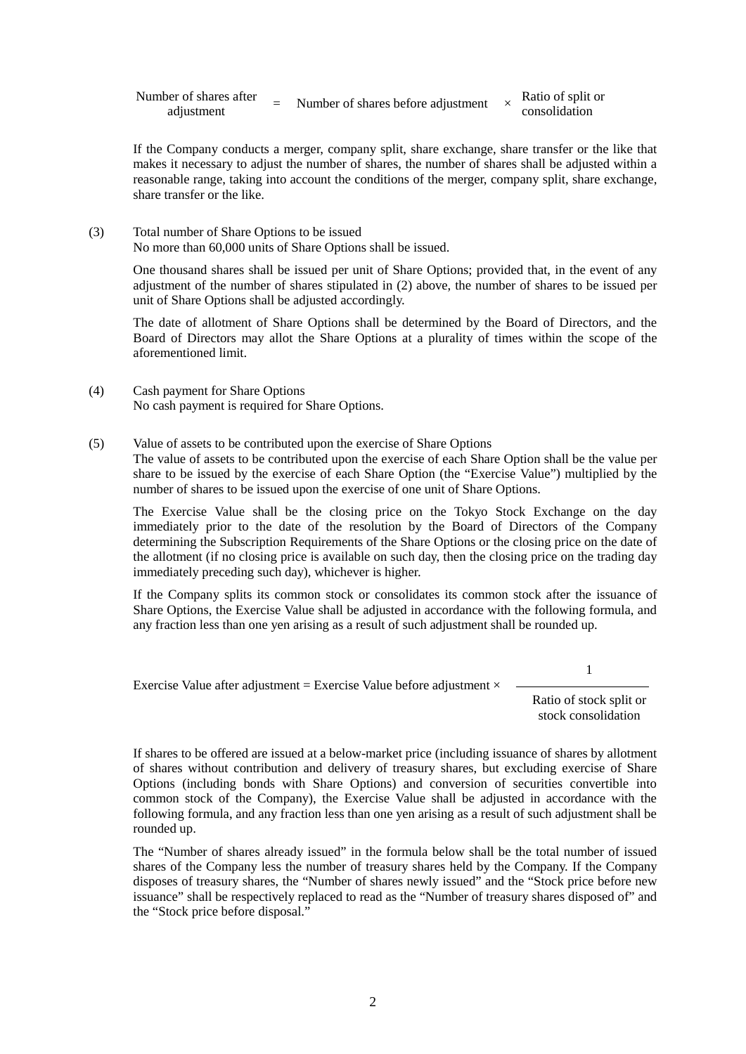$$\text{Number of shares after adjustment} = \text{Number of shares before adjustment} \times \text{Ratio of split or consolidation}$$

If the Company conducts a merger, company split, share exchange, share transfer or the like that makes it necessary to adjust the number of shares, the number of shares shall be adjusted within a reasonable range, taking into account the conditions of the merger, company split, share exchange, share transfer or the like.

(3) Total number of Share Options to be issued

No more than 60,000 units of Share Options shall be issued.

One thousand shares shall be issued per unit of Share Options; provided that, in the event of any adjustment of the number of shares stipulated in (2) above, the number of shares to be issued per unit of Share Options shall be adjusted accordingly.

The date of allotment of Share Options shall be determined by the Board of Directors, and the Board of Directors may allot the Share Options at a plurality of times within the scope of the aforementioned limit.

(4) Cash payment for Share Options

No cash payment is required for Share Options.

(5) Value of assets to be contributed upon the exercise of Share Options

The value of assets to be contributed upon the exercise of each Share Option shall be the value per share to be issued by the exercise of each Share Option (the "Exercise Value") multiplied by the number of shares to be issued upon the exercise of one unit of Share Options.

The Exercise Value shall be the closing price on the Tokyo Stock Exchange on the day immediately prior to the date of the resolution by the Board of Directors of the Company determining the Subscription Requirements of the Share Options or the closing price on the date of the allotment (if no closing price is available on such day, then the closing price on the trading day immediately preceding such day), whichever is higher.

If the Company splits its common stock or consolidates its common stock after the issuance of Share Options, the Exercise Value shall be adjusted in accordance with the following formula, and any fraction less than one yen arising as a result of such adjustment shall be rounded up.

$$\text{Exercise Value after adjustment} = \text{Exercise Value before adjustment} \times \frac{1}{\text{Ratio of stock split or stock consolidation}}$$

If shares to be offered are issued at a below-market price (including issuance of shares by allotment of shares without contribution and delivery of treasury shares, but excluding exercise of Share Options (including bonds with Share Options) and conversion of securities convertible into common stock of the Company), the Exercise Value shall be adjusted in accordance with the following formula, and any fraction less than one yen arising as a result of such adjustment shall be rounded up.

The "Number of shares already issued" in the formula below shall be the total number of issued shares of the Company less the number of treasury shares held by the Company. If the Company disposes of treasury shares, the "Number of shares newly issued" and the "Stock price before new issuance" shall be respectively replaced to read as the "Number of treasury shares disposed of" and the "Stock price before disposal."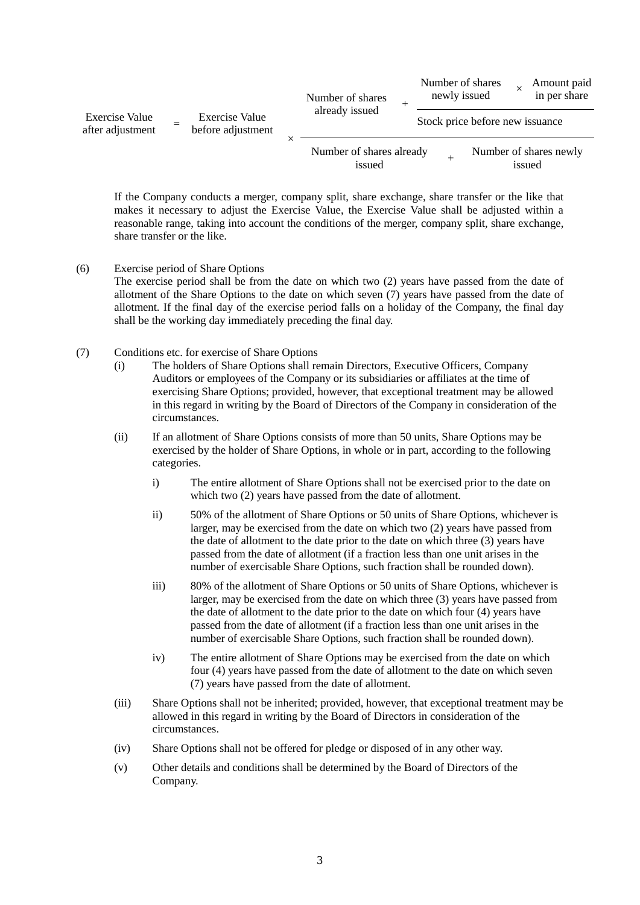$$\text{Exercise Value after adjustment} = \text{Exercise Value before adjustment} \times \frac{\text{Number of shares already issued} + \dfrac{\text{Number of shares newly issued} \times \text{Amount paid in per share}}{\text{Stock price before new issuance}}}{\text{Number of shares already issued} + \text{Number of shares newly issued}}$$

If the Company conducts a merger, company split, share exchange, share transfer or the like that makes it necessary to adjust the Exercise Value, the Exercise Value shall be adjusted within a reasonable range, taking into account the conditions of the merger, company split, share exchange, share transfer or the like.

(6) Exercise period of Share Options

The exercise period shall be from the date on which two (2) years have passed from the date of allotment of the Share Options to the date on which seven (7) years have passed from the date of allotment. If the final day of the exercise period falls on a holiday of the Company, the final day shall be the working day immediately preceding the final day.

(7) Conditions etc. for exercise of Share Options

- (i) The holders of Share Options shall remain Directors, Executive Officers, Company Auditors or employees of the Company or its subsidiaries or affiliates at the time of exercising Share Options; provided, however, that exceptional treatment may be allowed in this regard in writing by the Board of Directors of the Company in consideration of the circumstances.
- (ii) If an allotment of Share Options consists of more than 50 units, Share Options may be exercised by the holder of Share Options, in whole or in part, according to the following categories.
  - i) The entire allotment of Share Options shall not be exercised prior to the date on which two (2) years have passed from the date of allotment.
  - ii) 50% of the allotment of Share Options or 50 units of Share Options, whichever is larger, may be exercised from the date on which two (2) years have passed from the date of allotment to the date prior to the date on which three (3) years have passed from the date of allotment (if a fraction less than one unit arises in the number of exercisable Share Options, such fraction shall be rounded down).
  - iii) 80% of the allotment of Share Options or 50 units of Share Options, whichever is larger, may be exercised from the date on which three (3) years have passed from the date of allotment to the date prior to the date on which four (4) years have passed from the date of allotment (if a fraction less than one unit arises in the number of exercisable Share Options, such fraction shall be rounded down).
  - iv) The entire allotment of Share Options may be exercised from the date on which four (4) years have passed from the date of allotment to the date on which seven (7) years have passed from the date of allotment.
- (iii) Share Options shall not be inherited; provided, however, that exceptional treatment may be allowed in this regard in writing by the Board of Directors in consideration of the circumstances.
- (iv) Share Options shall not be offered for pledge or disposed of in any other way.
- (v) Other details and conditions shall be determined by the Board of Directors of the Company.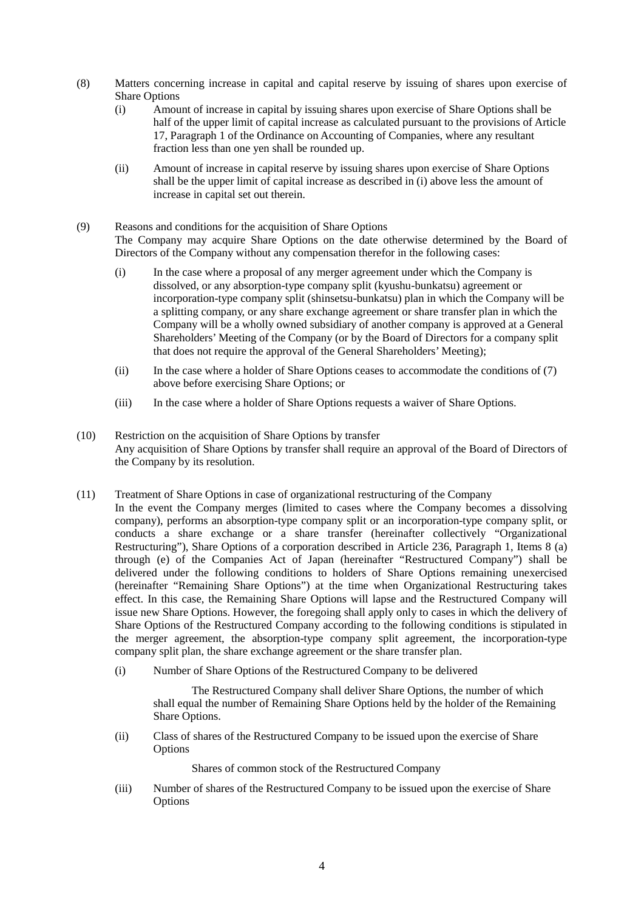(8) Matters concerning increase in capital and capital reserve by issuing of shares upon exercise of Share Options

  (i) Amount of increase in capital by issuing shares upon exercise of Share Options shall be half of the upper limit of capital increase as calculated pursuant to the provisions of Article 17, Paragraph 1 of the Ordinance on Accounting of Companies, where any resultant fraction less than one yen shall be rounded up.

  (ii) Amount of increase in capital reserve by issuing shares upon exercise of Share Options shall be the upper limit of capital increase as described in (i) above less the amount of increase in capital set out therein.

(9) Reasons and conditions for the acquisition of Share Options

The Company may acquire Share Options on the date otherwise determined by the Board of Directors of the Company without any compensation therefor in the following cases:

  (i) In the case where a proposal of any merger agreement under which the Company is dissolved, or any absorption-type company split (kyushu-bunkatsu) agreement or incorporation-type company split (shinsetsu-bunkatsu) plan in which the Company will be a splitting company, or any share exchange agreement or share transfer plan in which the Company will be a wholly owned subsidiary of another company is approved at a General Shareholders' Meeting of the Company (or by the Board of Directors for a company split that does not require the approval of the General Shareholders' Meeting);

  (ii) In the case where a holder of Share Options ceases to accommodate the conditions of (7) above before exercising Share Options; or

  (iii) In the case where a holder of Share Options requests a waiver of Share Options.

(10) Restriction on the acquisition of Share Options by transfer

Any acquisition of Share Options by transfer shall require an approval of the Board of Directors of the Company by its resolution.

(11) Treatment of Share Options in case of organizational restructuring of the Company

In the event the Company merges (limited to cases where the Company becomes a dissolving company), performs an absorption-type company split or an incorporation-type company split, or conducts a share exchange or a share transfer (hereinafter collectively "Organizational Restructuring"), Share Options of a corporation described in Article 236, Paragraph 1, Items 8 (a) through (e) of the Companies Act of Japan (hereinafter "Restructured Company") shall be delivered under the following conditions to holders of Share Options remaining unexercised (hereinafter "Remaining Share Options") at the time when Organizational Restructuring takes effect. In this case, the Remaining Share Options will lapse and the Restructured Company will issue new Share Options. However, the foregoing shall apply only to cases in which the delivery of Share Options of the Restructured Company according to the following conditions is stipulated in the merger agreement, the absorption-type company split agreement, the incorporation-type company split plan, the share exchange agreement or the share transfer plan.

  (i) Number of Share Options of the Restructured Company to be delivered

  The Restructured Company shall deliver Share Options, the number of which shall equal the number of Remaining Share Options held by the holder of the Remaining Share Options.

  (ii) Class of shares of the Restructured Company to be issued upon the exercise of Share Options

  Shares of common stock of the Restructured Company

  (iii) Number of shares of the Restructured Company to be issued upon the exercise of Share Options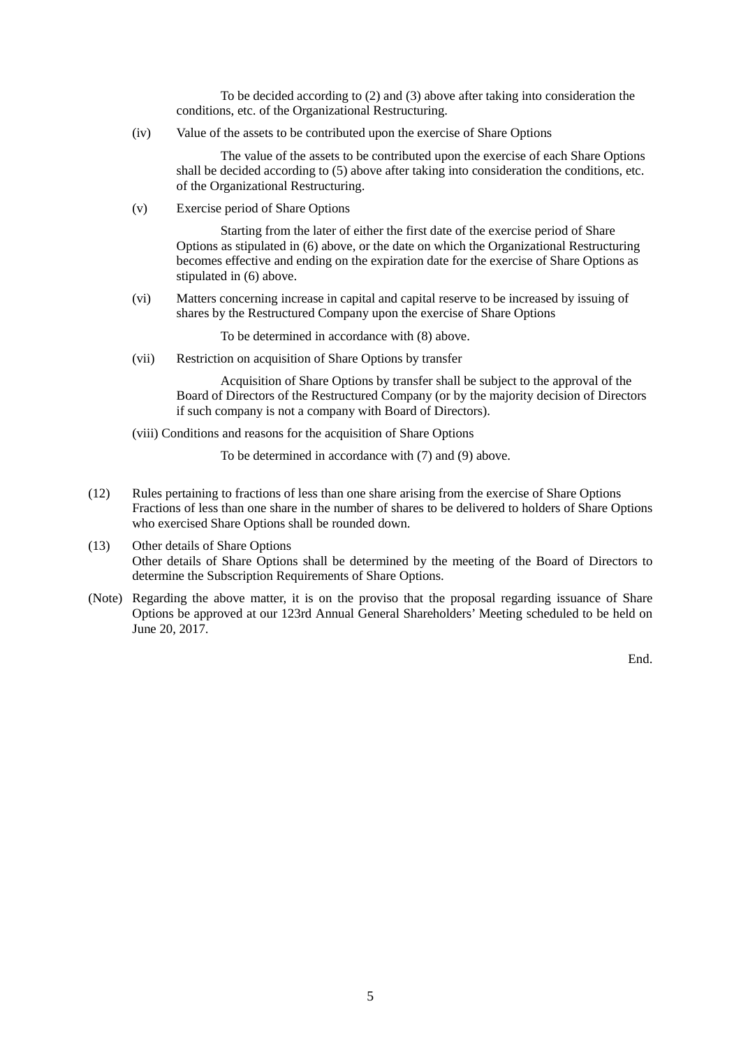To be decided according to (2) and (3) above after taking into consideration the conditions, etc. of the Organizational Restructuring.

(iv) Value of the assets to be contributed upon the exercise of Share Options

The value of the assets to be contributed upon the exercise of each Share Options shall be decided according to (5) above after taking into consideration the conditions, etc. of the Organizational Restructuring.

(v) Exercise period of Share Options

Starting from the later of either the first date of the exercise period of Share Options as stipulated in (6) above, or the date on which the Organizational Restructuring becomes effective and ending on the expiration date for the exercise of Share Options as stipulated in (6) above.

(vi) Matters concerning increase in capital and capital reserve to be increased by issuing of shares by the Restructured Company upon the exercise of Share Options

To be determined in accordance with (8) above.

(vii) Restriction on acquisition of Share Options by transfer

Acquisition of Share Options by transfer shall be subject to the approval of the Board of Directors of the Restructured Company (or by the majority decision of Directors if such company is not a company with Board of Directors).

(viii) Conditions and reasons for the acquisition of Share Options

To be determined in accordance with (7) and (9) above.

(12) Rules pertaining to fractions of less than one share arising from the exercise of Share Options
Fractions of less than one share in the number of shares to be delivered to holders of Share Options who exercised Share Options shall be rounded down.

(13) Other details of Share Options
Other details of Share Options shall be determined by the meeting of the Board of Directors to determine the Subscription Requirements of Share Options.

(Note) Regarding the above matter, it is on the proviso that the proposal regarding issuance of Share Options be approved at our 123rd Annual General Shareholders' Meeting scheduled to be held on June 20, 2017.

End.